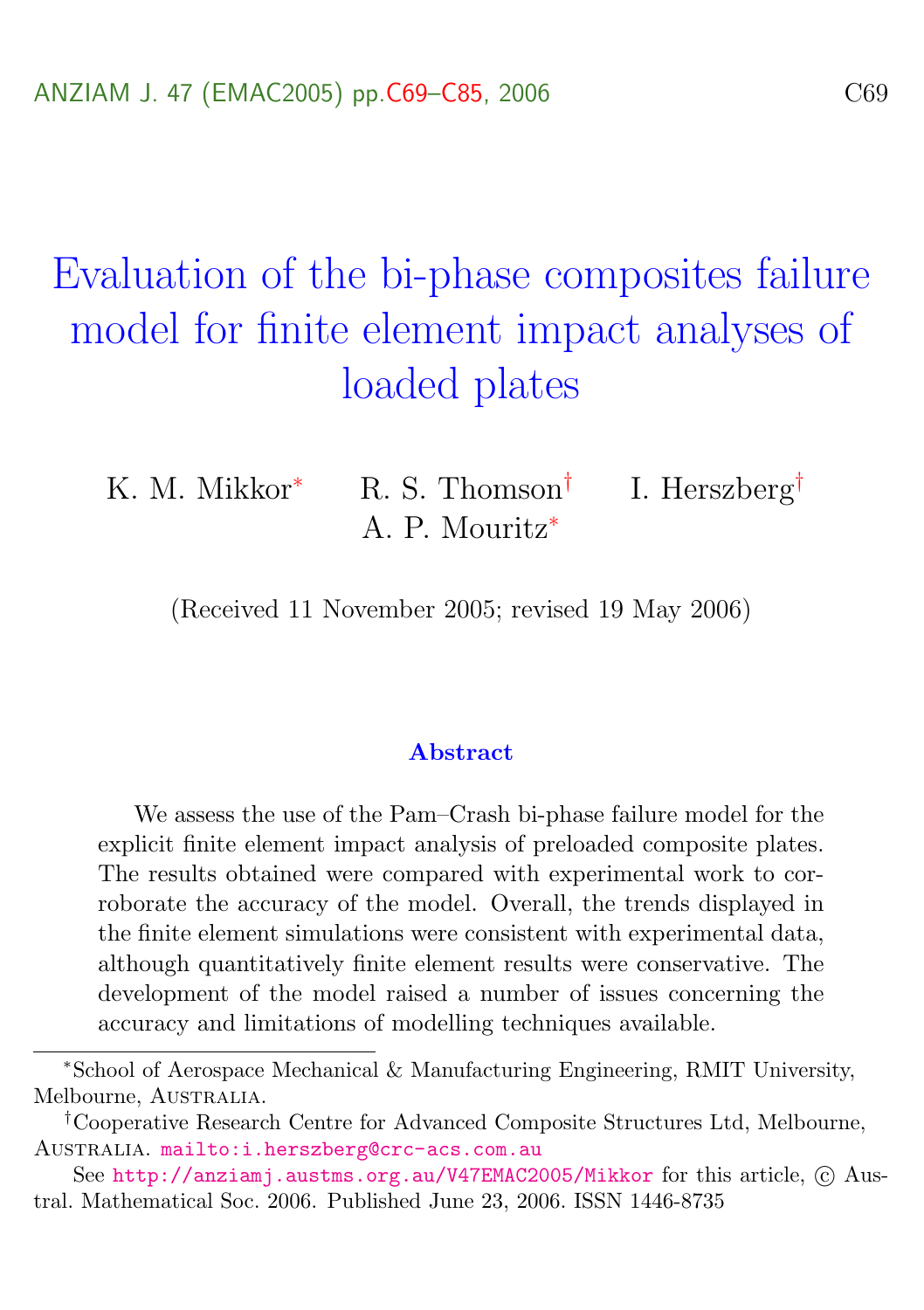# Evaluation of the bi-phase composites failure model for finite element impact analyses of loaded plates

K. M. Mikkor[*] R. S. Thomson[†] I. Herszberg[†] A. P. Mouritz[*]

(Received 11 November 2005; revised 19 May 2006)

## Abstract

We assess the use of the Pam–Crash bi-phase failure model for the explicit finite element impact analysis of preloaded composite plates. The results obtained were compared with experimental work to corroborate the accuracy of the model. Overall, the trends displayed in the finite element simulations were consistent with experimental data, although quantitatively finite element results were conservative. The development of the model raised a number of issues concerning the accuracy and limitations of modelling techniques available.

---

[*]School of Aerospace Mechanical & Manufacturing Engineering, RMIT University, Melbourne, Australia.

[†]Cooperative Research Centre for Advanced Composite Structures Ltd, Melbourne, Australia. mailto:i.herszberg@crc-acs.com.au

See http://anziamj.austms.org.au/V47EMAC2005/Mikkor for this article, © Austral. Mathematical Soc. 2006. Published June 23, 2006. ISSN 1446-8735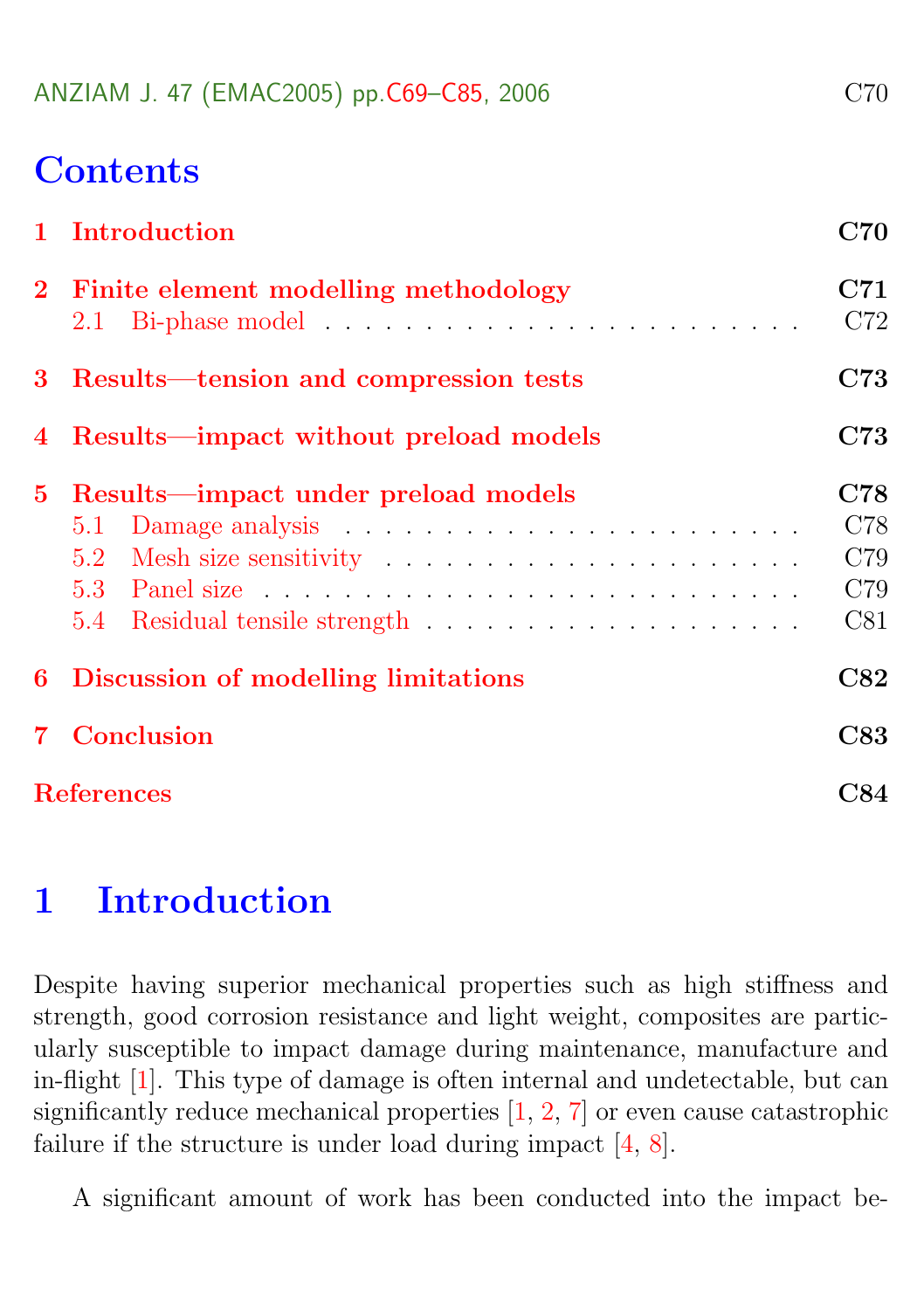## Contents

1 Introduction C70

2 Finite element modelling methodology C71
- 2.1 Bi-phase model C72

3 Results—tension and compression tests C73

4 Results—impact without preload models C73

5 Results—impact under preload models C78
- 5.1 Damage analysis C78
- 5.2 Mesh size sensitivity C79
- 5.3 Panel size C79
- 5.4 Residual tensile strength C81

6 Discussion of modelling limitations C82

7 Conclusion C83

References C84

# 1 Introduction

Despite having superior mechanical properties such as high stiffness and strength, good corrosion resistance and light weight, composites are particularly susceptible to impact damage during maintenance, manufacture and in-flight [1]. This type of damage is often internal and undetectable, but can significantly reduce mechanical properties [1, 2, 7] or even cause catastrophic failure if the structure is under load during impact [4, 8].

A significant amount of work has been conducted into the impact be-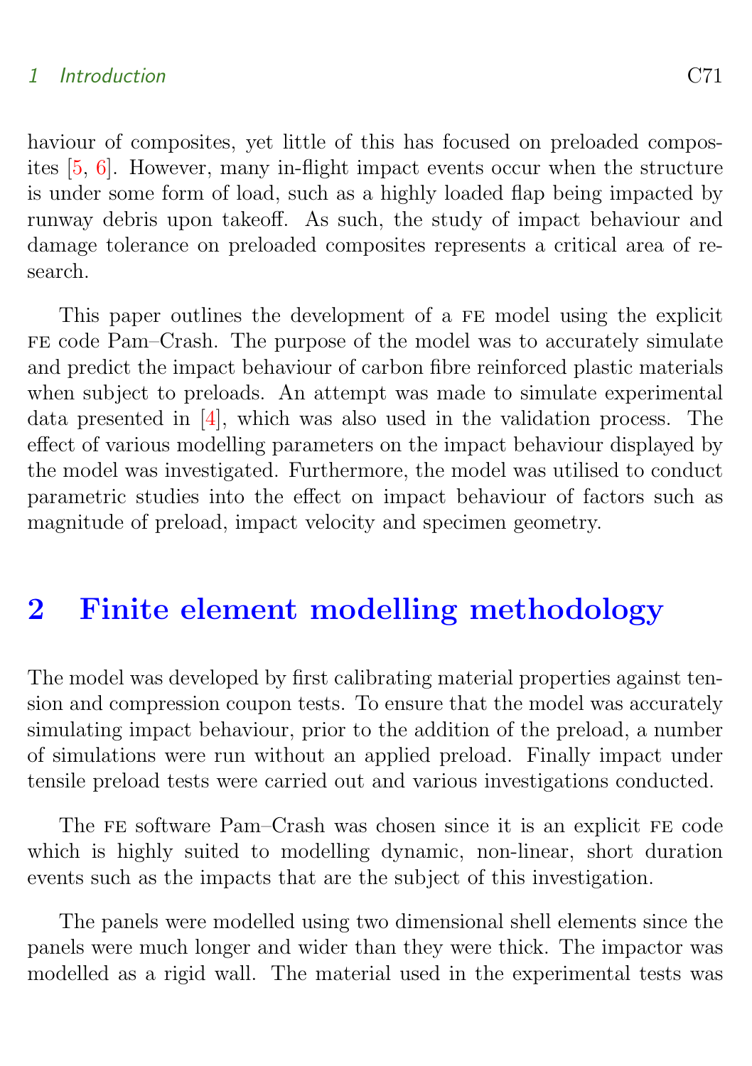haviour of composites, yet little of this has focused on preloaded composites [5, 6]. However, many in-flight impact events occur when the structure is under some form of load, such as a highly loaded flap being impacted by runway debris upon takeoff. As such, the study of impact behaviour and damage tolerance on preloaded composites represents a critical area of research.

This paper outlines the development of a FE model using the explicit FE code Pam–Crash. The purpose of the model was to accurately simulate and predict the impact behaviour of carbon fibre reinforced plastic materials when subject to preloads. An attempt was made to simulate experimental data presented in [4], which was also used in the validation process. The effect of various modelling parameters on the impact behaviour displayed by the model was investigated. Furthermore, the model was utilised to conduct parametric studies into the effect on impact behaviour of factors such as magnitude of preload, impact velocity and specimen geometry.

## 2 Finite element modelling methodology

The model was developed by first calibrating material properties against tension and compression coupon tests. To ensure that the model was accurately simulating impact behaviour, prior to the addition of the preload, a number of simulations were run without an applied preload. Finally impact under tensile preload tests were carried out and various investigations conducted.

The FE software Pam–Crash was chosen since it is an explicit FE code which is highly suited to modelling dynamic, non-linear, short duration events such as the impacts that are the subject of this investigation.

The panels were modelled using two dimensional shell elements since the panels were much longer and wider than they were thick. The impactor was modelled as a rigid wall. The material used in the experimental tests was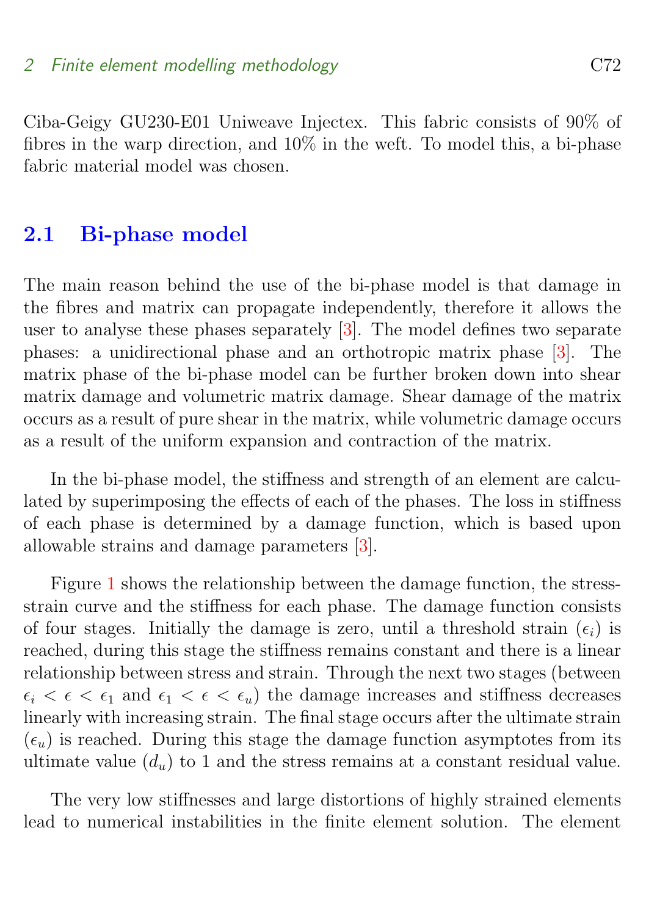Ciba-Geigy GU230-E01 Uniweave Injectex. This fabric consists of 90% of fibres in the warp direction, and 10% in the weft. To model this, a bi-phase fabric material model was chosen.

## 2.1 Bi-phase model

The main reason behind the use of the bi-phase model is that damage in the fibres and matrix can propagate independently, therefore it allows the user to analyse these phases separately [3]. The model defines two separate phases: a unidirectional phase and an orthotropic matrix phase [3]. The matrix phase of the bi-phase model can be further broken down into shear matrix damage and volumetric matrix damage. Shear damage of the matrix occurs as a result of pure shear in the matrix, while volumetric damage occurs as a result of the uniform expansion and contraction of the matrix.

In the bi-phase model, the stiffness and strength of an element are calculated by superimposing the effects of each of the phases. The loss in stiffness of each phase is determined by a damage function, which is based upon allowable strains and damage parameters [3].

Figure 1 shows the relationship between the damage function, the stress-strain curve and the stiffness for each phase. The damage function consists of four stages. Initially the damage is zero, until a threshold strain ($\epsilon_i$) is reached, during this stage the stiffness remains constant and there is a linear relationship between stress and strain. Through the next two stages (between $\epsilon_i < \epsilon < \epsilon_1$ and $\epsilon_1 < \epsilon < \epsilon_u$) the damage increases and stiffness decreases linearly with increasing strain. The final stage occurs after the ultimate strain ($\epsilon_u$) is reached. During this stage the damage function asymptotes from its ultimate value ($d_u$) to 1 and the stress remains at a constant residual value.

The very low stiffnesses and large distortions of highly strained elements lead to numerical instabilities in the finite element solution. The element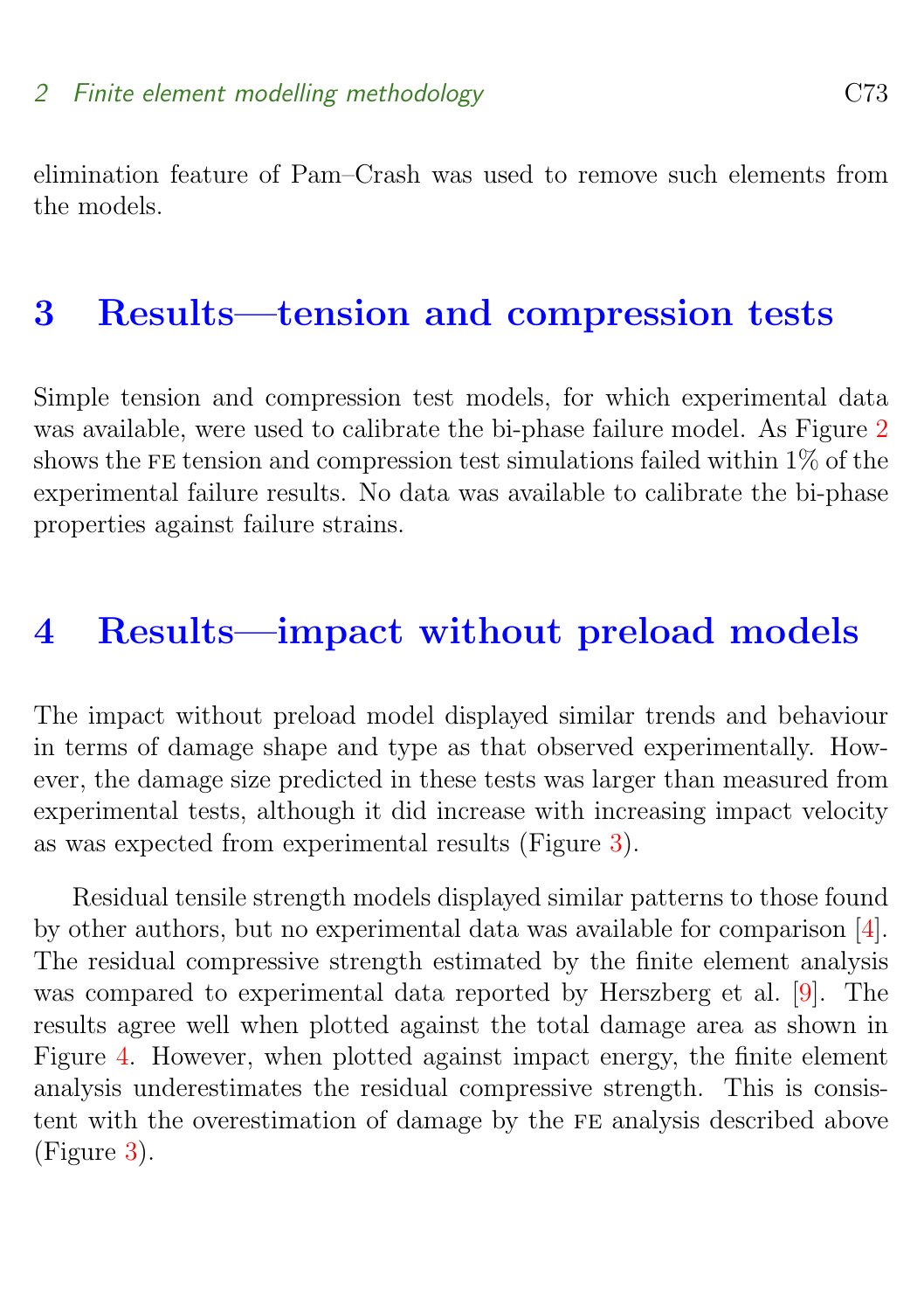elimination feature of Pam–Crash was used to remove such elements from the models.

# 3 Results—tension and compression tests

Simple tension and compression test models, for which experimental data was available, were used to calibrate the bi-phase failure model. As Figure 2 shows the FE tension and compression test simulations failed within 1% of the experimental failure results. No data was available to calibrate the bi-phase properties against failure strains.

# 4 Results—impact without preload models

The impact without preload model displayed similar trends and behaviour in terms of damage shape and type as that observed experimentally. However, the damage size predicted in these tests was larger than measured from experimental tests, although it did increase with increasing impact velocity as was expected from experimental results (Figure 3).

Residual tensile strength models displayed similar patterns to those found by other authors, but no experimental data was available for comparison [4]. The residual compressive strength estimated by the finite element analysis was compared to experimental data reported by Herszberg et al. [9]. The results agree well when plotted against the total damage area as shown in Figure 4. However, when plotted against impact energy, the finite element analysis underestimates the residual compressive strength. This is consistent with the overestimation of damage by the FE analysis described above (Figure 3).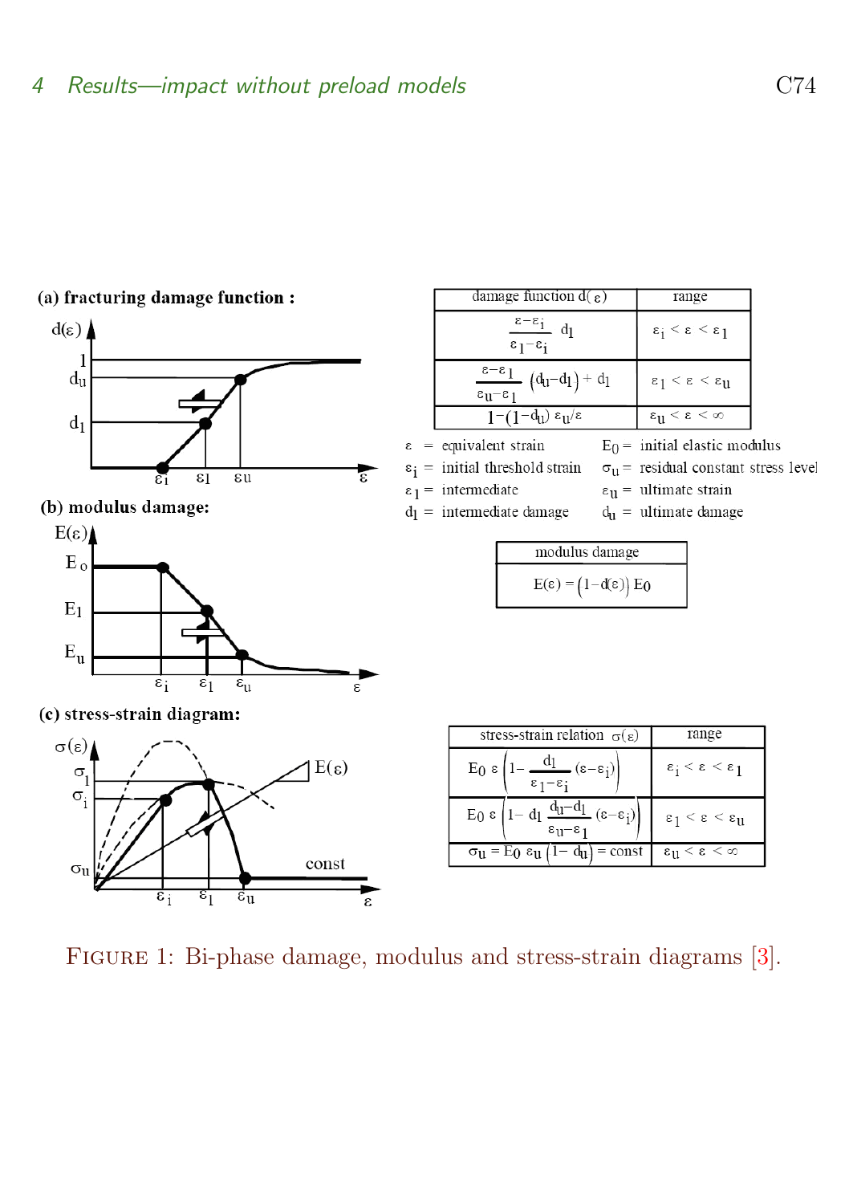(a) fracturing damage function :

$d(\varepsilon)$

1

$d_u$

$d_l$

$\varepsilon_i$ $\varepsilon_l$ $\varepsilon_u$ $\varepsilon$

| damage function $d(\varepsilon)$ | range |
|---|---|
| $\frac{\varepsilon-\varepsilon_i}{\varepsilon_l-\varepsilon_i}\, d_l$ | $\varepsilon_i < \varepsilon < \varepsilon_l$ |
| $\frac{\varepsilon-\varepsilon_l}{\varepsilon_u-\varepsilon_l}\left(d_u-d_l\right)+d_l$ | $\varepsilon_l < \varepsilon < \varepsilon_u$ |
| $1-(1-d_u)\,\varepsilon_u/\varepsilon$ | $\varepsilon_u < \varepsilon < \infty$ |

$\varepsilon$ = equivalent strain

$\varepsilon_i$ = initial threshold strain

$\varepsilon_l$ = intermediate

$d_l$ = intermediate damage

$E_0$ = initial elastic modulus

$\sigma_u$ = residual constant stress level

$\varepsilon_u$ = ultimate strain

$d_u$ = ultimate damage

(b) modulus damage:

$E(\varepsilon)$

$E_o$

$E_l$

$E_u$

$\varepsilon_i$ $\varepsilon_l$ $\varepsilon_u$ $\varepsilon$

| modulus damage |
|---|
| $E(\varepsilon) = \left(1-d(\varepsilon)\right) E_0$ |

(c) stress-strain diagram:

$\sigma(\varepsilon)$

$\sigma_l$

$\sigma_i$

$\sigma_u$

$E(\varepsilon)$

const

$\varepsilon_i$ $\varepsilon_l$ $\varepsilon_u$ $\varepsilon$

| stress-strain relation $\sigma(\varepsilon)$ | range |
|---|---|
| $E_0\, \varepsilon \left(1-\frac{d_l}{\varepsilon_l-\varepsilon_i}(\varepsilon-\varepsilon_i)\right)$ | $\varepsilon_i < \varepsilon < \varepsilon_l$ |
| $E_0\, \varepsilon \left(1-d_l\,\frac{d_u-d_l}{\varepsilon_u-\varepsilon_l}(\varepsilon-\varepsilon_i)\right)$ | $\varepsilon_l < \varepsilon < \varepsilon_u$ |
| $\sigma_u = E_0\, \varepsilon_u \left(1-d_u\right) = \text{const}$ | $\varepsilon_u < \varepsilon < \infty$ |

Figure 1: Bi-phase damage, modulus and stress-strain diagrams [3].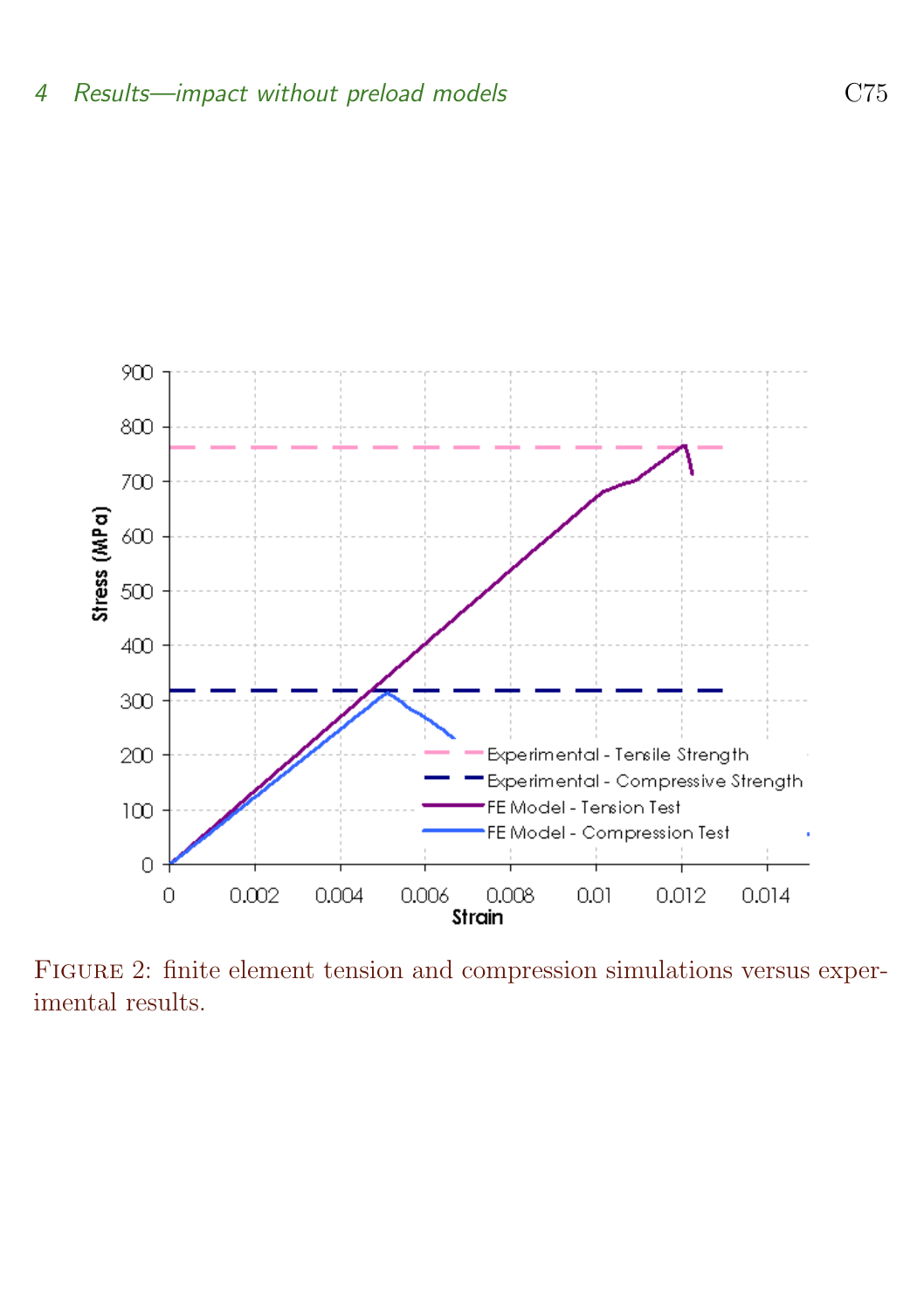900
800
700
600
500
400
300
200
100
0

Stress (MPa)

0
0.002
0.004
0.006
0.008
0.01
0.012
0.014

Strain

Experimental - Tensile Strength
Experimental - Compressive Strength
FE Model - Tension Test
FE Model - Compression Test

Figure 2: finite element tension and compression simulations versus experimental results.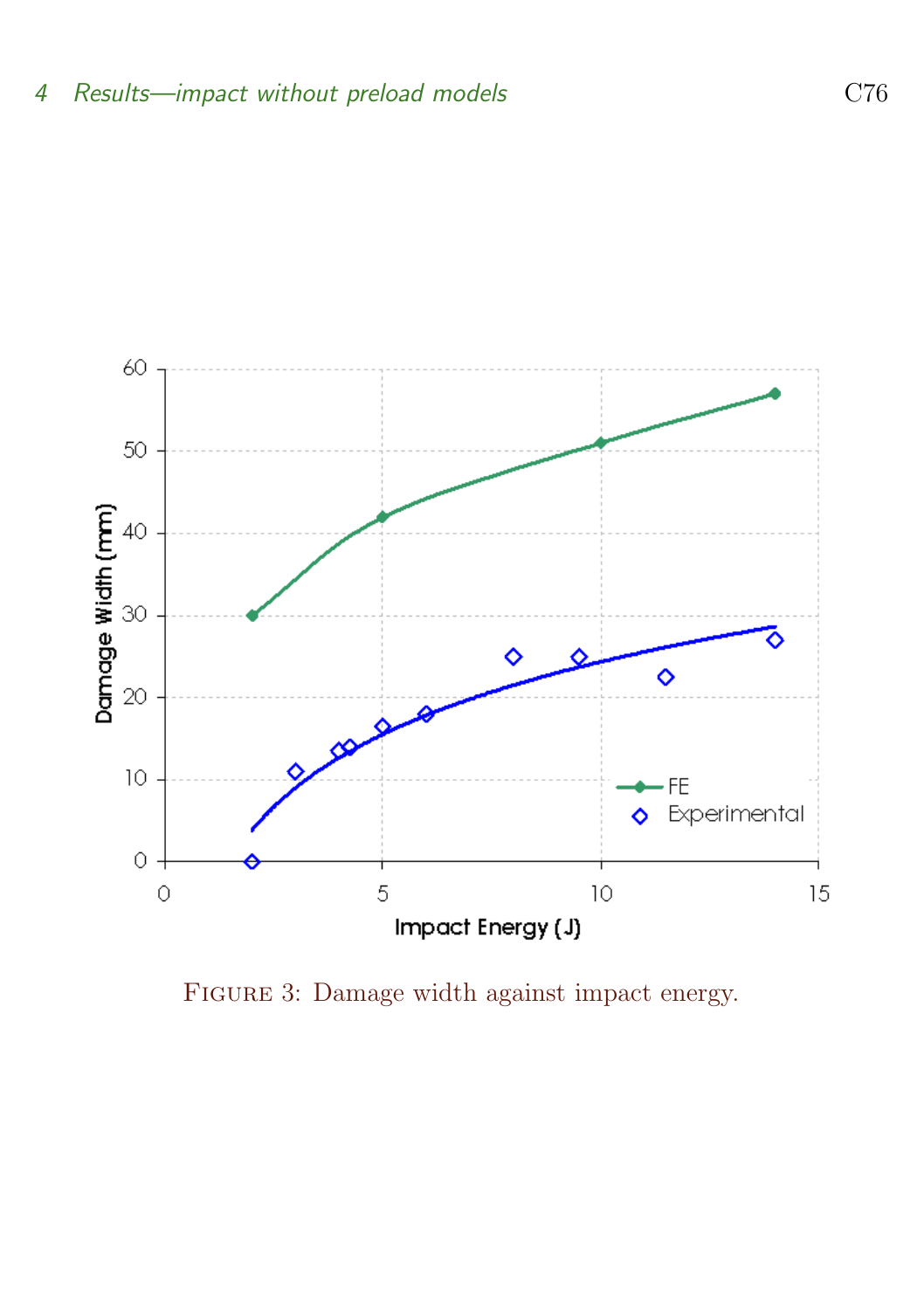Figure 3: Damage width against impact energy.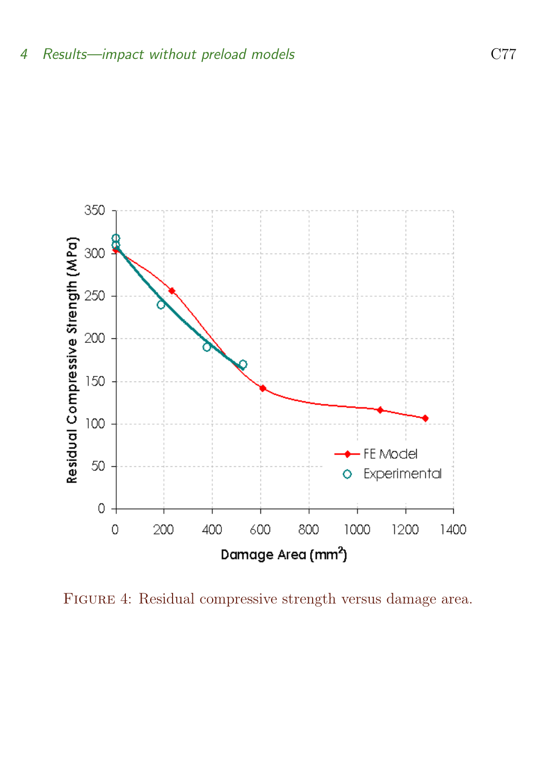350
300
250
200
150
100
50
0

0
200
400
600
800
1000
1200
1400

Residual Compressive Strength (MPa)

Damage Area ($mm^2$)

FE Model
Experimental

Figure 4: Residual compressive strength versus damage area.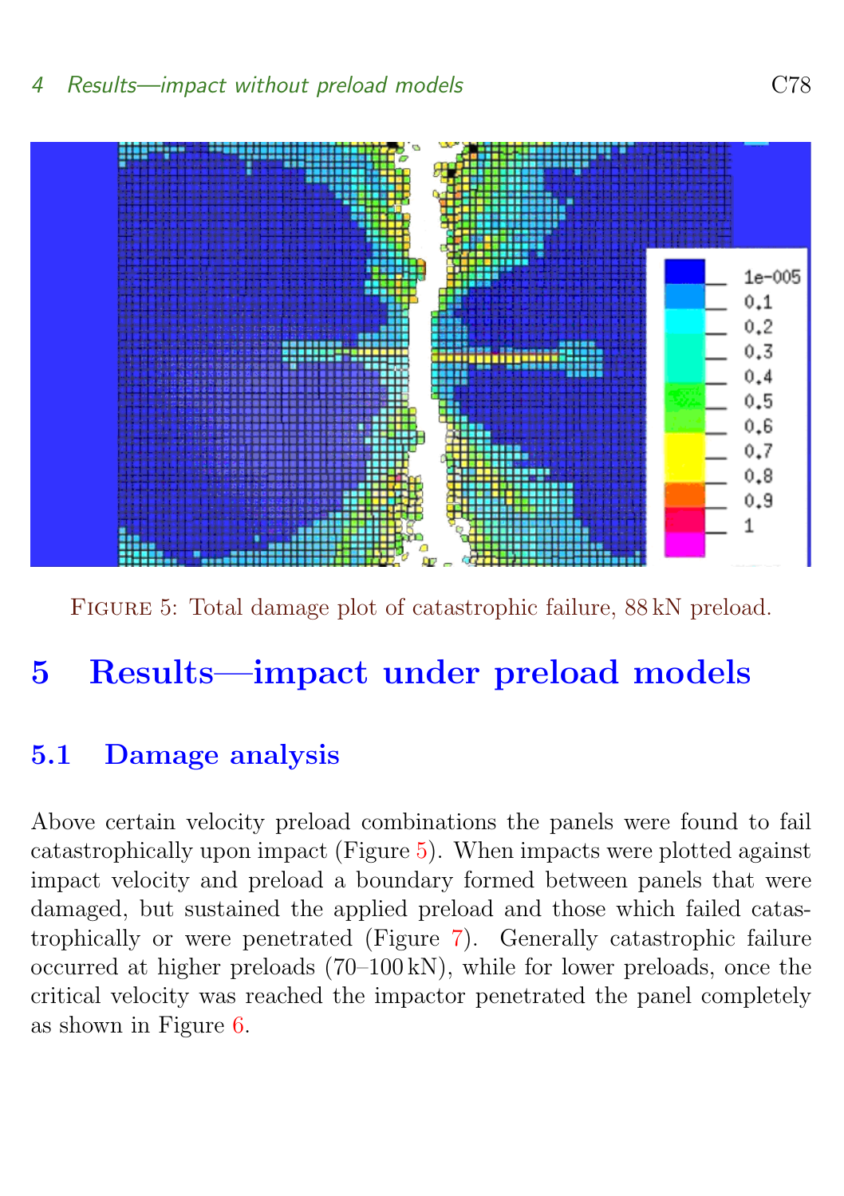1e-005
0.1
0.2
0.3
0.4
0.5
0.6
0.7
0.8
0.9
1

Figure 5: Total damage plot of catastrophic failure, 88 kN preload.

# 5 Results—impact under preload models

## 5.1 Damage analysis

Above certain velocity preload combinations the panels were found to fail catastrophically upon impact (Figure 5). When impacts were plotted against impact velocity and preload a boundary formed between panels that were damaged, but sustained the applied preload and those which failed catastrophically or were penetrated (Figure 7). Generally catastrophic failure occurred at higher preloads (70–100 kN), while for lower preloads, once the critical velocity was reached the impactor penetrated the panel completely as shown in Figure 6.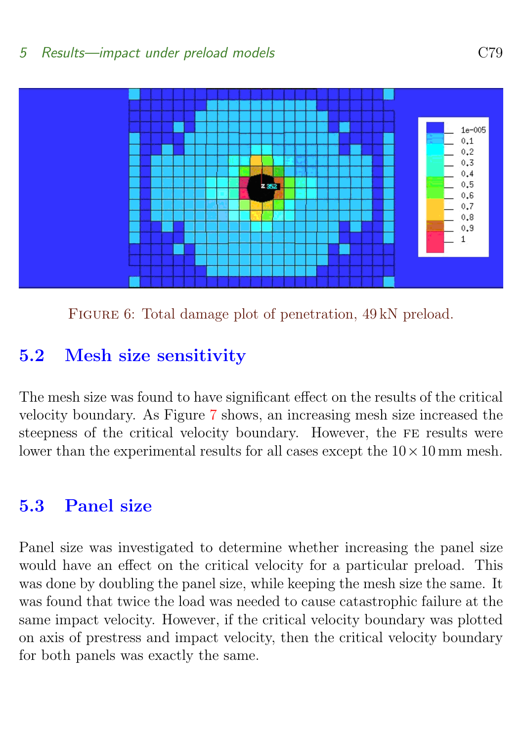1e-005
0.1
0.2
0.3
0.4
0.5
0.6
0.7
0.8
0.9
1

Z 352

Figure 6: Total damage plot of penetration, 49 kN preload.

## 5.2 Mesh size sensitivity

The mesh size was found to have significant effect on the results of the critical velocity boundary. As Figure 7 shows, an increasing mesh size increased the steepness of the critical velocity boundary. However, the FE results were lower than the experimental results for all cases except the $10 \times 10$ mm mesh.

## 5.3 Panel size

Panel size was investigated to determine whether increasing the panel size would have an effect on the critical velocity for a particular preload. This was done by doubling the panel size, while keeping the mesh size the same. It was found that twice the load was needed to cause catastrophic failure at the same impact velocity. However, if the critical velocity boundary was plotted on axis of prestress and impact velocity, then the critical velocity boundary for both panels was exactly the same.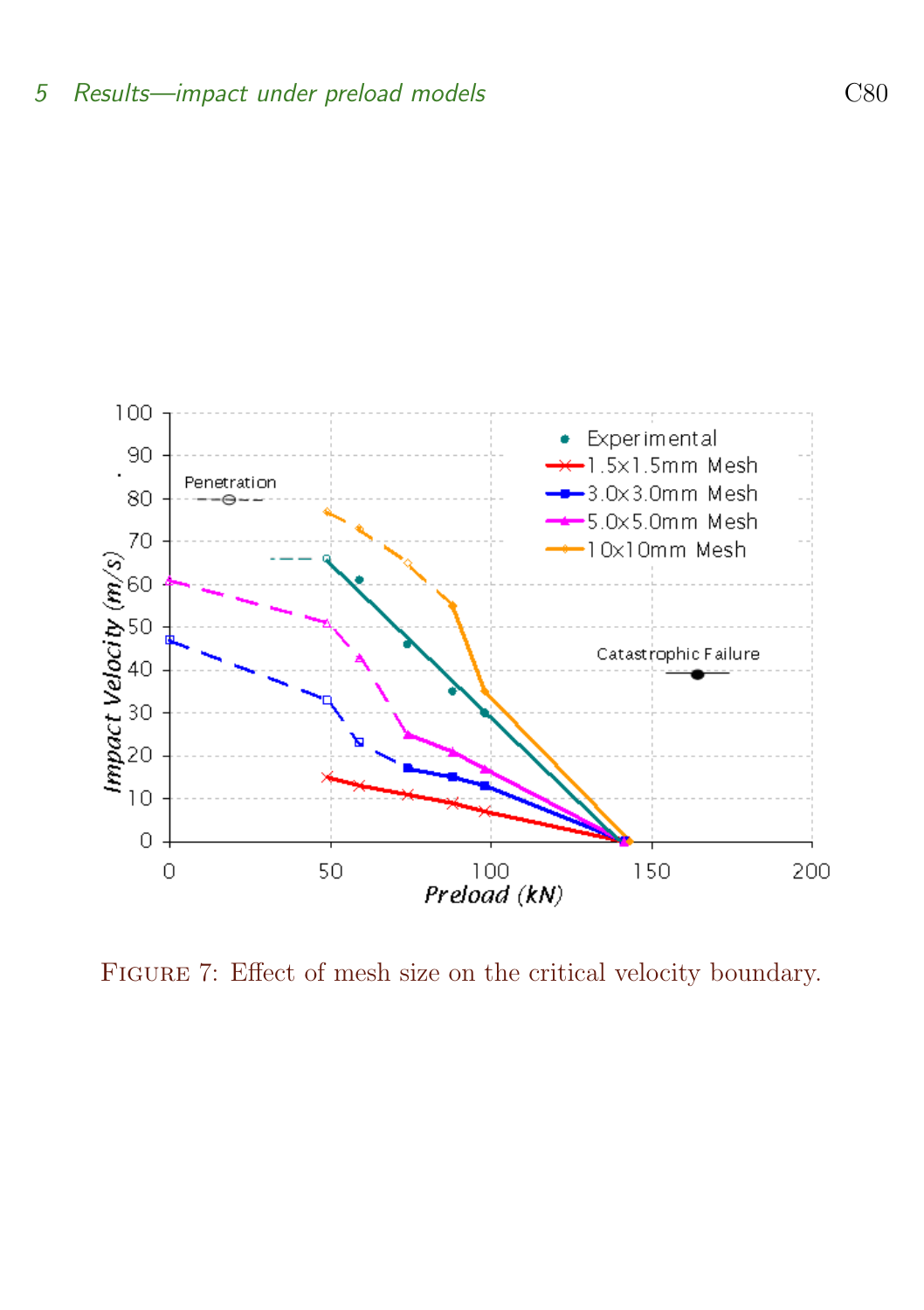100
90
80
70
60
50
40
30
20
10
0

0
50
100
150
200

Impact Velocity (m/s)

Preload (kN)

Penetration

Catastrophic Failure

Experimental
1.5x1.5mm Mesh
3.0x3.0mm Mesh
5.0x5.0mm Mesh
10x10mm Mesh

Figure 7: Effect of mesh size on the critical velocity boundary.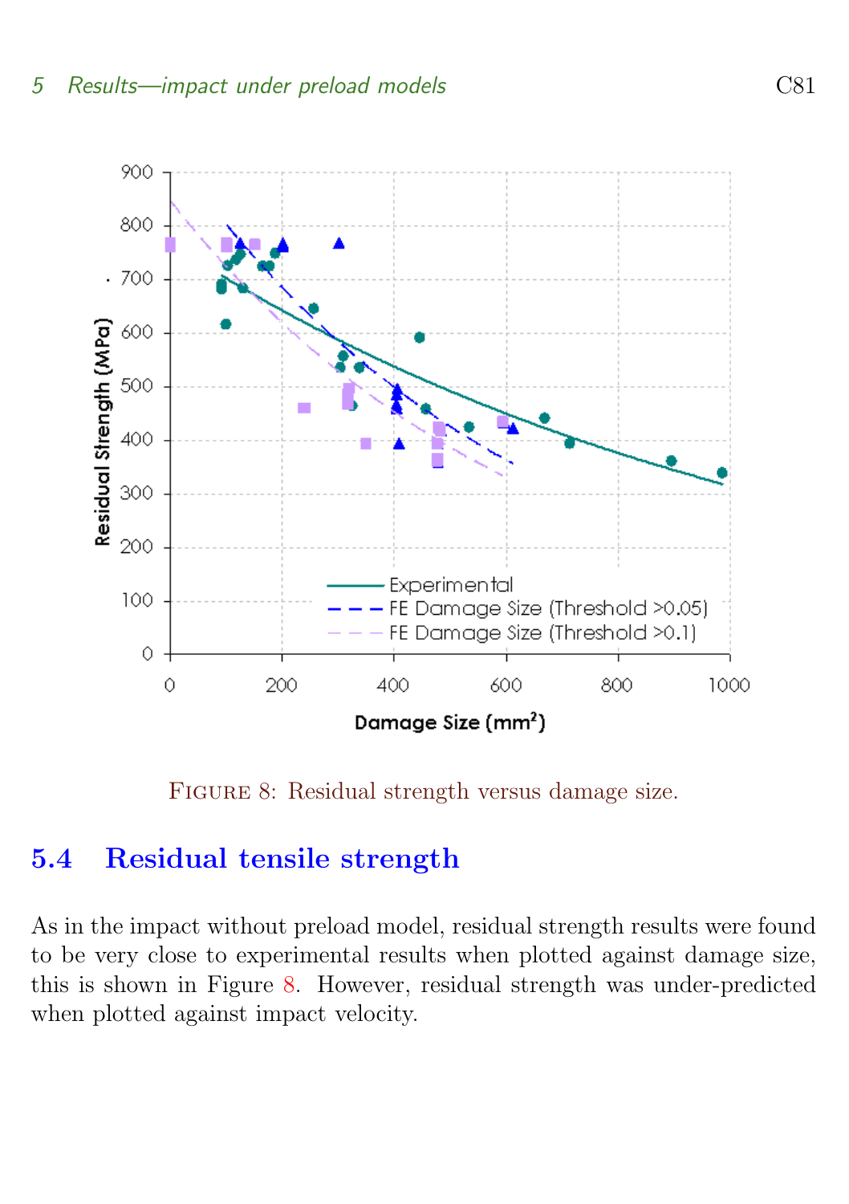900
800
700
600
500
400
300
200
100
0

Residual Strength (MPa)

0
200
400
600
800
1000

Damage Size (mm²)

Experimental
FE Damage Size (Threshold >0.05)
FE Damage Size (Threshold >0.1)

Figure 8: Residual strength versus damage size.

## 5.4 Residual tensile strength

As in the impact without preload model, residual strength results were found to be very close to experimental results when plotted against damage size, this is shown in Figure 8. However, residual strength was under-predicted when plotted against impact velocity.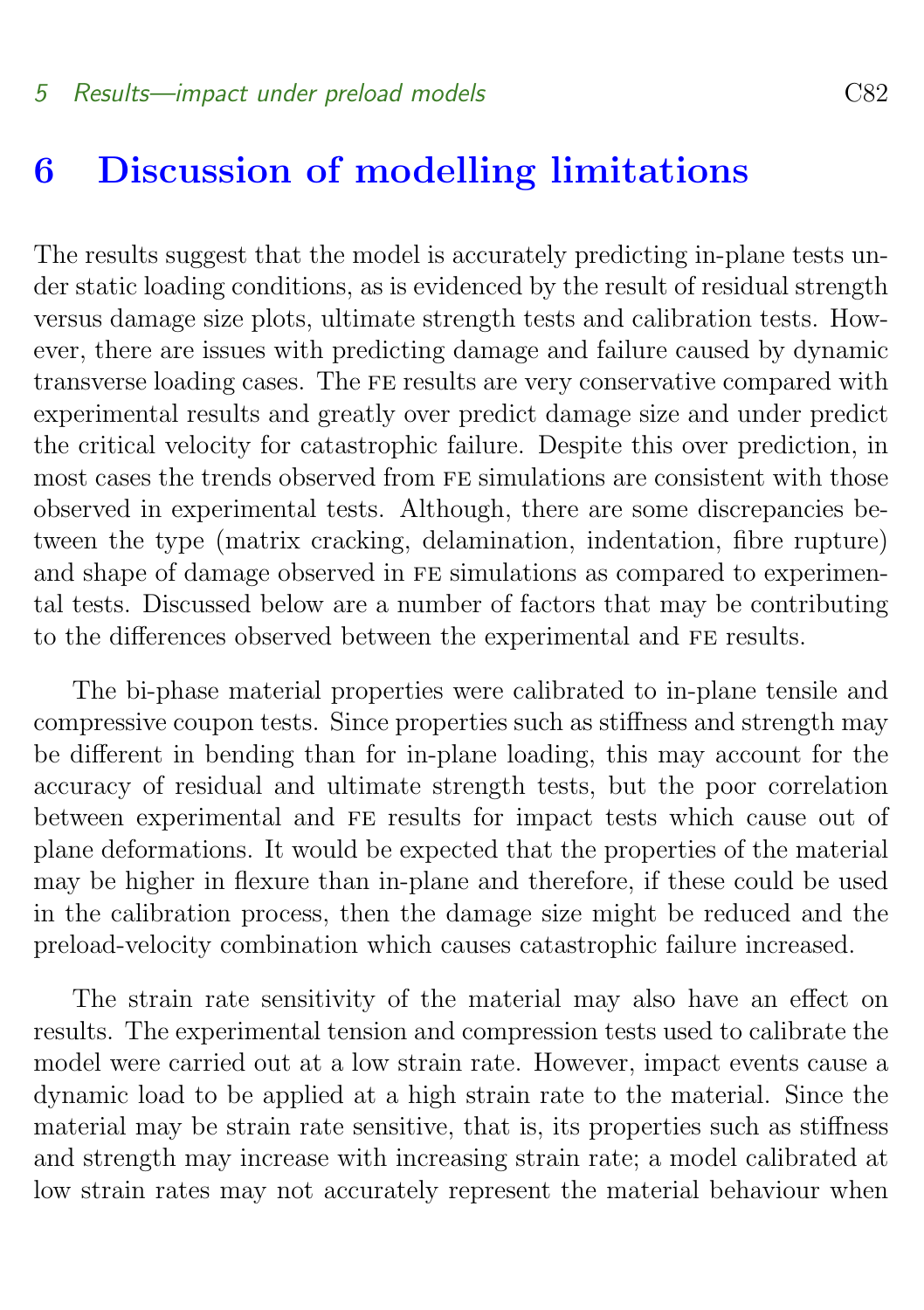# 6 Discussion of modelling limitations

The results suggest that the model is accurately predicting in-plane tests under static loading conditions, as is evidenced by the result of residual strength versus damage size plots, ultimate strength tests and calibration tests. However, there are issues with predicting damage and failure caused by dynamic transverse loading cases. The FE results are very conservative compared with experimental results and greatly over predict damage size and under predict the critical velocity for catastrophic failure. Despite this over prediction, in most cases the trends observed from FE simulations are consistent with those observed in experimental tests. Although, there are some discrepancies between the type (matrix cracking, delamination, indentation, fibre rupture) and shape of damage observed in FE simulations as compared to experimental tests. Discussed below are a number of factors that may be contributing to the differences observed between the experimental and FE results.

The bi-phase material properties were calibrated to in-plane tensile and compressive coupon tests. Since properties such as stiffness and strength may be different in bending than for in-plane loading, this may account for the accuracy of residual and ultimate strength tests, but the poor correlation between experimental and FE results for impact tests which cause out of plane deformations. It would be expected that the properties of the material may be higher in flexure than in-plane and therefore, if these could be used in the calibration process, then the damage size might be reduced and the preload-velocity combination which causes catastrophic failure increased.

The strain rate sensitivity of the material may also have an effect on results. The experimental tension and compression tests used to calibrate the model were carried out at a low strain rate. However, impact events cause a dynamic load to be applied at a high strain rate to the material. Since the material may be strain rate sensitive, that is, its properties such as stiffness and strength may increase with increasing strain rate; a model calibrated at low strain rates may not accurately represent the material behaviour when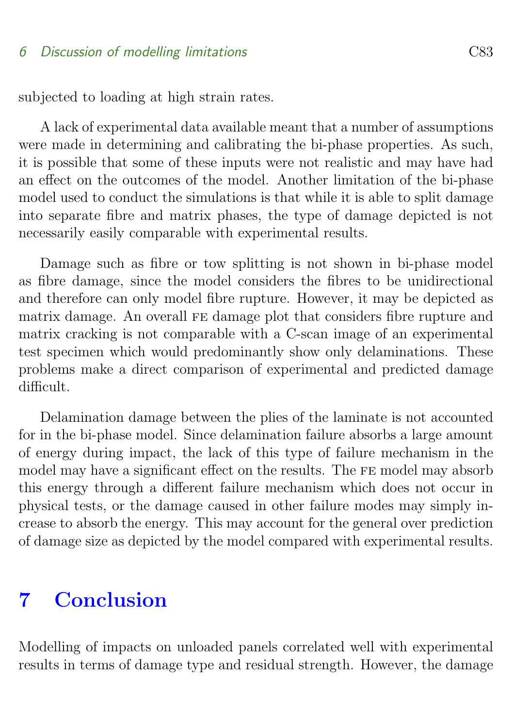subjected to loading at high strain rates.

A lack of experimental data available meant that a number of assumptions were made in determining and calibrating the bi-phase properties. As such, it is possible that some of these inputs were not realistic and may have had an effect on the outcomes of the model. Another limitation of the bi-phase model used to conduct the simulations is that while it is able to split damage into separate fibre and matrix phases, the type of damage depicted is not necessarily easily comparable with experimental results.

Damage such as fibre or tow splitting is not shown in bi-phase model as fibre damage, since the model considers the fibres to be unidirectional and therefore can only model fibre rupture. However, it may be depicted as matrix damage. An overall FE damage plot that considers fibre rupture and matrix cracking is not comparable with a C-scan image of an experimental test specimen which would predominantly show only delaminations. These problems make a direct comparison of experimental and predicted damage difficult.

Delamination damage between the plies of the laminate is not accounted for in the bi-phase model. Since delamination failure absorbs a large amount of energy during impact, the lack of this type of failure mechanism in the model may have a significant effect on the results. The FE model may absorb this energy through a different failure mechanism which does not occur in physical tests, or the damage caused in other failure modes may simply increase to absorb the energy. This may account for the general over prediction of damage size as depicted by the model compared with experimental results.

# 7 Conclusion

Modelling of impacts on unloaded panels correlated well with experimental results in terms of damage type and residual strength. However, the damage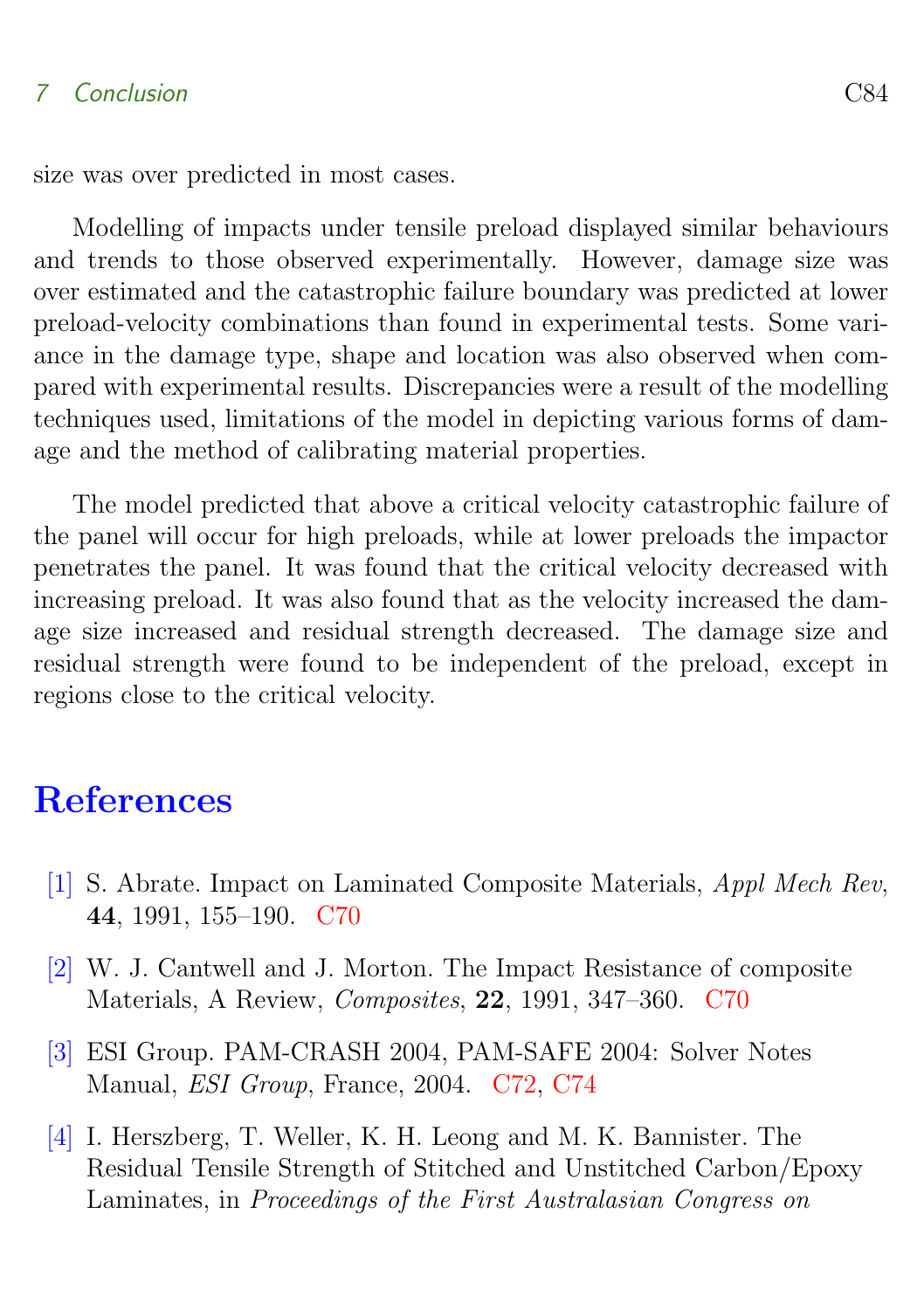size was over predicted in most cases.

Modelling of impacts under tensile preload displayed similar behaviours and trends to those observed experimentally. However, damage size was over estimated and the catastrophic failure boundary was predicted at lower preload-velocity combinations than found in experimental tests. Some variance in the damage type, shape and location was also observed when compared with experimental results. Discrepancies were a result of the modelling techniques used, limitations of the model in depicting various forms of damage and the method of calibrating material properties.

The model predicted that above a critical velocity catastrophic failure of the panel will occur for high preloads, while at lower preloads the impactor penetrates the panel. It was found that the critical velocity decreased with increasing preload. It was also found that as the velocity increased the damage size increased and residual strength decreased. The damage size and residual strength were found to be independent of the preload, except in regions close to the critical velocity.

# References

[1] S. Abrate. Impact on Laminated Composite Materials, *Appl Mech Rev*, **44**, 1991, 155–190. C70

[2] W. J. Cantwell and J. Morton. The Impact Resistance of composite Materials, A Review, *Composites*, **22**, 1991, 347–360. C70

[3] ESI Group. PAM-CRASH 2004, PAM-SAFE 2004: Solver Notes Manual, *ESI Group*, France, 2004. C72, C74

[4] I. Herszberg, T. Weller, K. H. Leong and M. K. Bannister. The Residual Tensile Strength of Stitched and Unstitched Carbon/Epoxy Laminates, in *Proceedings of the First Australasian Congress on*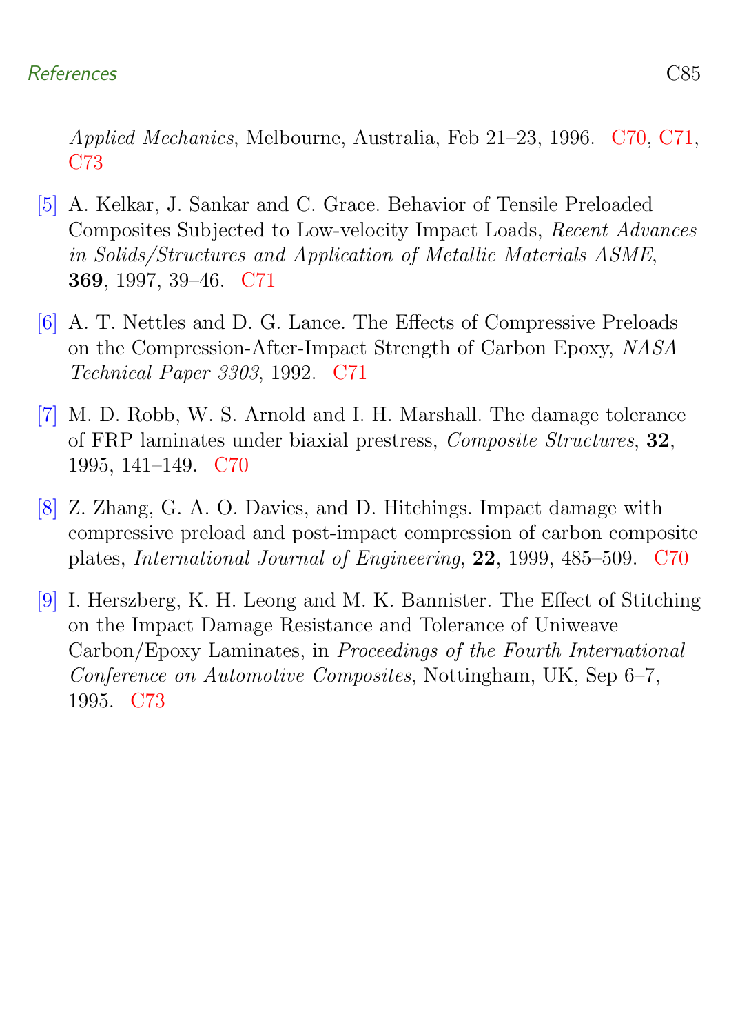*Applied Mechanics*, Melbourne, Australia, Feb 21–23, 1996. C70, C71, C73

[5] A. Kelkar, J. Sankar and C. Grace. Behavior of Tensile Preloaded Composites Subjected to Low-velocity Impact Loads, *Recent Advances in Solids/Structures and Application of Metallic Materials ASME*, **369**, 1997, 39–46. C71

[6] A. T. Nettles and D. G. Lance. The Effects of Compressive Preloads on the Compression-After-Impact Strength of Carbon Epoxy, *NASA Technical Paper 3303*, 1992. C71

[7] M. D. Robb, W. S. Arnold and I. H. Marshall. The damage tolerance of FRP laminates under biaxial prestress, *Composite Structures*, **32**, 1995, 141–149. C70

[8] Z. Zhang, G. A. O. Davies, and D. Hitchings. Impact damage with compressive preload and post-impact compression of carbon composite plates, *International Journal of Engineering*, **22**, 1999, 485–509. C70

[9] I. Herszberg, K. H. Leong and M. K. Bannister. The Effect of Stitching on the Impact Damage Resistance and Tolerance of Uniweave Carbon/Epoxy Laminates, in *Proceedings of the Fourth International Conference on Automotive Composites*, Nottingham, UK, Sep 6–7, 1995. C73